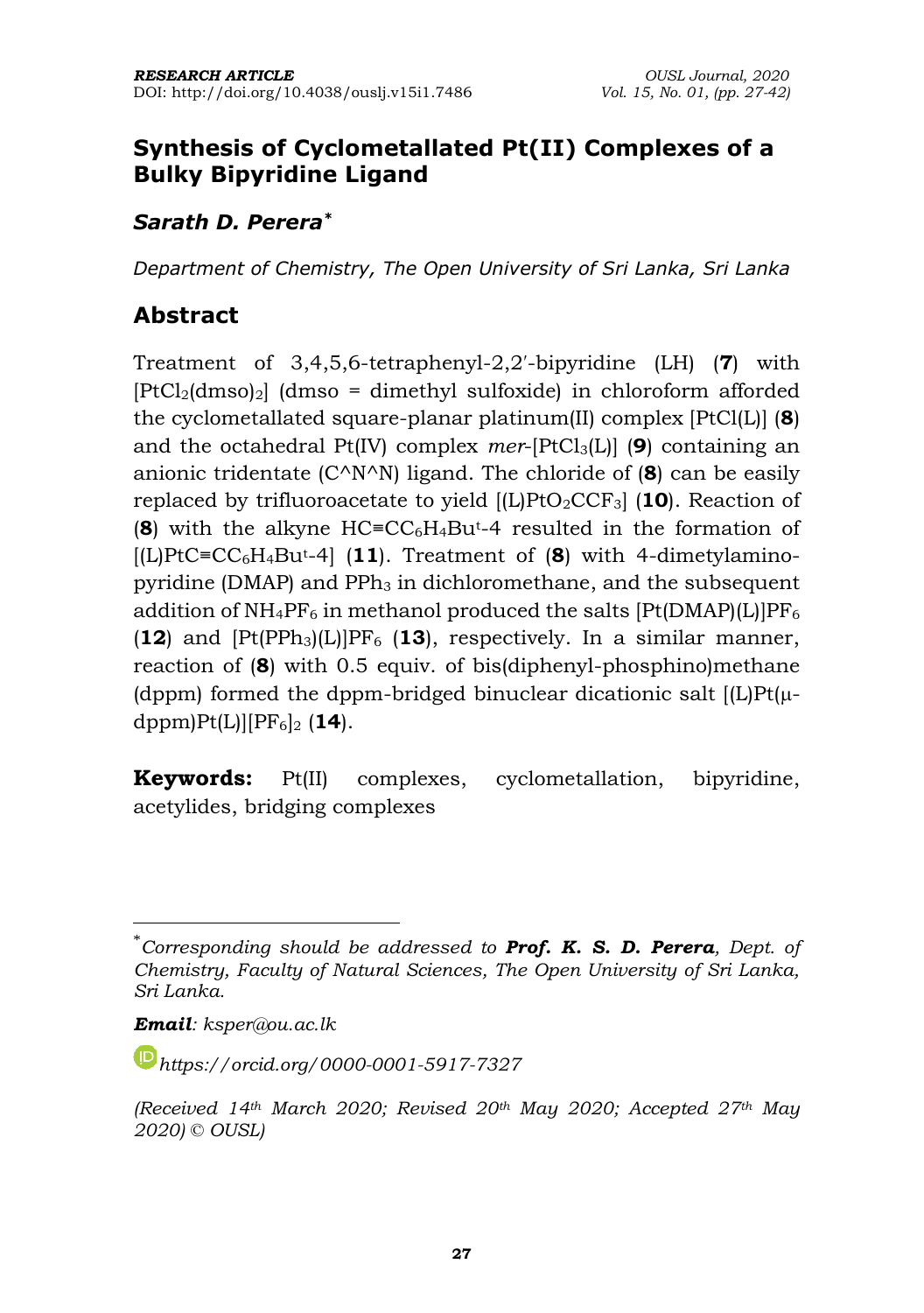# Synthesis of Cyclometallated Pt(II) Complexes of a Bulky Bipyridine Ligand

### *Sarath D. Perera*[*]

*Department of Chemistry, The Open University of Sri Lanka, Sri Lanka*

## Abstract

Treatment of 3,4,5,6-tetraphenyl-2,2′-bipyridine (LH) (**7**) with $[PtCl_2(dmso)_2]$ (dmso = dimethyl sulfoxide) in chloroform afforded the cyclometallated square-planar platinum(II) complex [PtCl(L)] (**8**) and the octahedral Pt(IV) complex *mer*-$[PtCl_3(L)]$ (**9**) containing an anionic tridentate (C^N^N) ligand. The chloride of (**8**) can be easily replaced by trifluoroacetate to yield $[(L)PtO_2CCF_3]$ (**10**). Reaction of (**8**) with the alkyne $HC{\equiv}CC_6H_4Bu^t$-4 resulted in the formation of $[(L)PtC{\equiv}CC_6H_4Bu^t\text{-}4]$ (**11**). Treatment of (**8**) with 4-dimetylamino-pyridine (DMAP) and $PPh_3$ in dichloromethane, and the subsequent addition of $NH_4PF_6$ in methanol produced the salts $[Pt(DMAP)(L)]PF_6$ (**12**) and $[Pt(PPh_3)(L)]PF_6$ (**13**), respectively. In a similar manner, reaction of (**8**) with 0.5 equiv. of bis(diphenyl-phosphino)methane (dppm) formed the dppm-bridged binuclear dicationic salt $[(L)Pt(\mu\text{-}dppm)Pt(L)][PF_6]_2$ (**14**).

**Keywords:** Pt(II) complexes, cyclometallation, bipyridine, acetylides, bridging complexes

---

[*] *Corresponding should be addressed to **Prof. K. S. D. Perera**, Dept. of Chemistry, Faculty of Natural Sciences, The Open University of Sri Lanka, Sri Lanka.*

***Email**: ksper@ou.ac.lk*

*https://orcid.org/0000-0001-5917-7327*

*(Received 14th March 2020; Revised 20th May 2020; Accepted 27th May 2020) © OUSL)*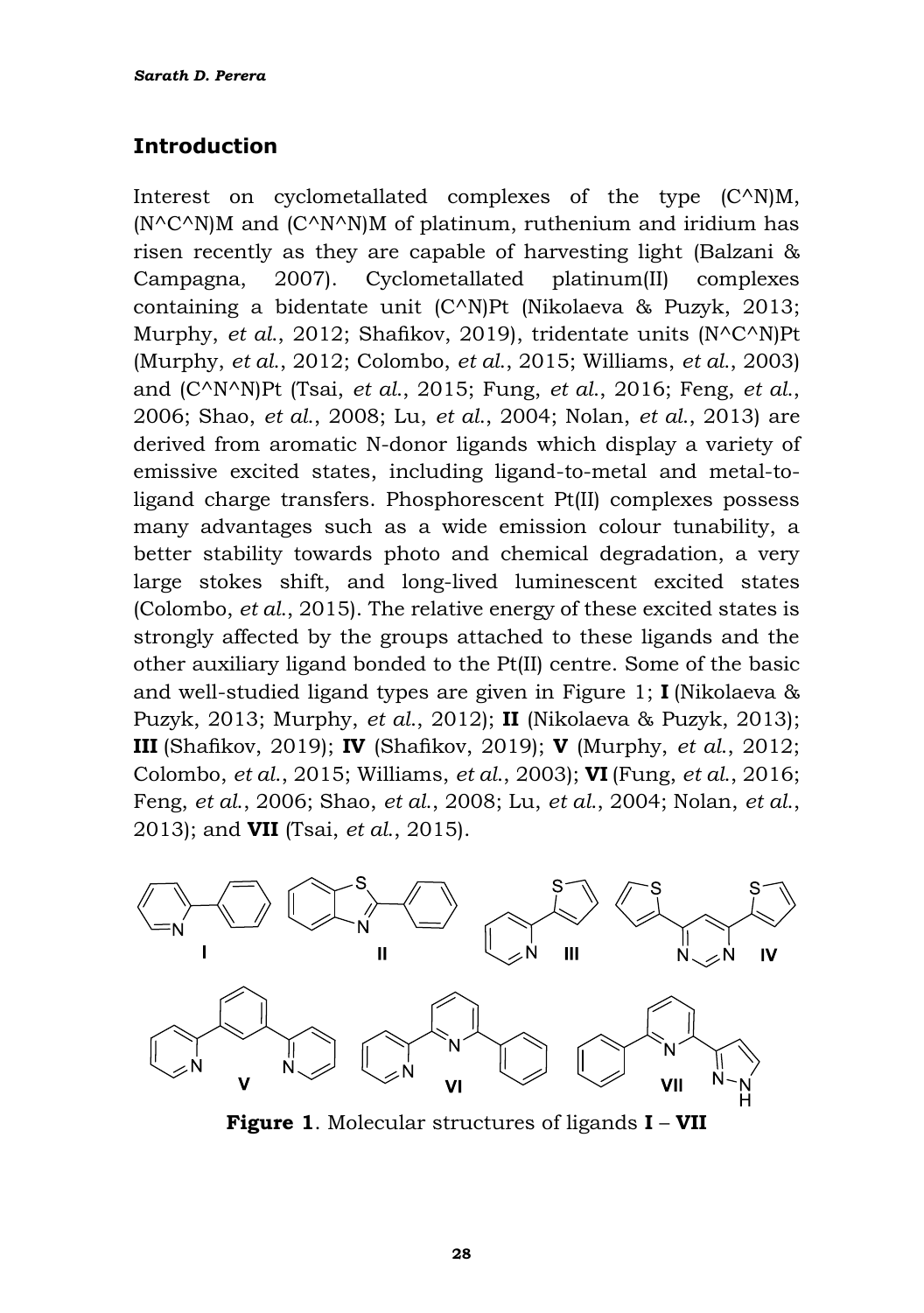## Introduction

Interest on cyclometallated complexes of the type (C^N)M, (N^C^N)M and (C^N^N)M of platinum, ruthenium and iridium has risen recently as they are capable of harvesting light (Balzani & Campagna, 2007). Cyclometallated platinum(II) complexes containing a bidentate unit (C^N)Pt (Nikolaeva & Puzyk, 2013; Murphy, *et al.*, 2012; Shafikov, 2019), tridentate units (N^C^N)Pt (Murphy, *et al.*, 2012; Colombo, *et al.*, 2015; Williams, *et al.*, 2003) and (C^N^N)Pt (Tsai, *et al.*, 2015; Fung, *et al.*, 2016; Feng, *et al.*, 2006; Shao, *et al.*, 2008; Lu, *et al.*, 2004; Nolan, *et al.*, 2013) are derived from aromatic N-donor ligands which display a variety of emissive excited states, including ligand-to-metal and metal-to-ligand charge transfers. Phosphorescent Pt(II) complexes possess many advantages such as a wide emission colour tunability, a better stability towards photo and chemical degradation, a very large stokes shift, and long-lived luminescent excited states (Colombo, *et al.*, 2015). The relative energy of these excited states is strongly affected by the groups attached to these ligands and the other auxiliary ligand bonded to the Pt(II) centre. Some of the basic and well-studied ligand types are given in Figure 1; **I** (Nikolaeva & Puzyk, 2013; Murphy, *et al.*, 2012); **II** (Nikolaeva & Puzyk, 2013); **III** (Shafikov, 2019); **IV** (Shafikov, 2019); **V** (Murphy, *et al.*, 2012; Colombo, *et al.*, 2015; Williams, *et al.*, 2003); **VI** (Fung, *et al.*, 2016; Feng, *et al.*, 2006; Shao, *et al.*, 2008; Lu, *et al.*, 2004; Nolan, *et al.*, 2013); and **VII** (Tsai, *et al.*, 2015).

**Figure 1**. Molecular structures of ligands **I** – **VII**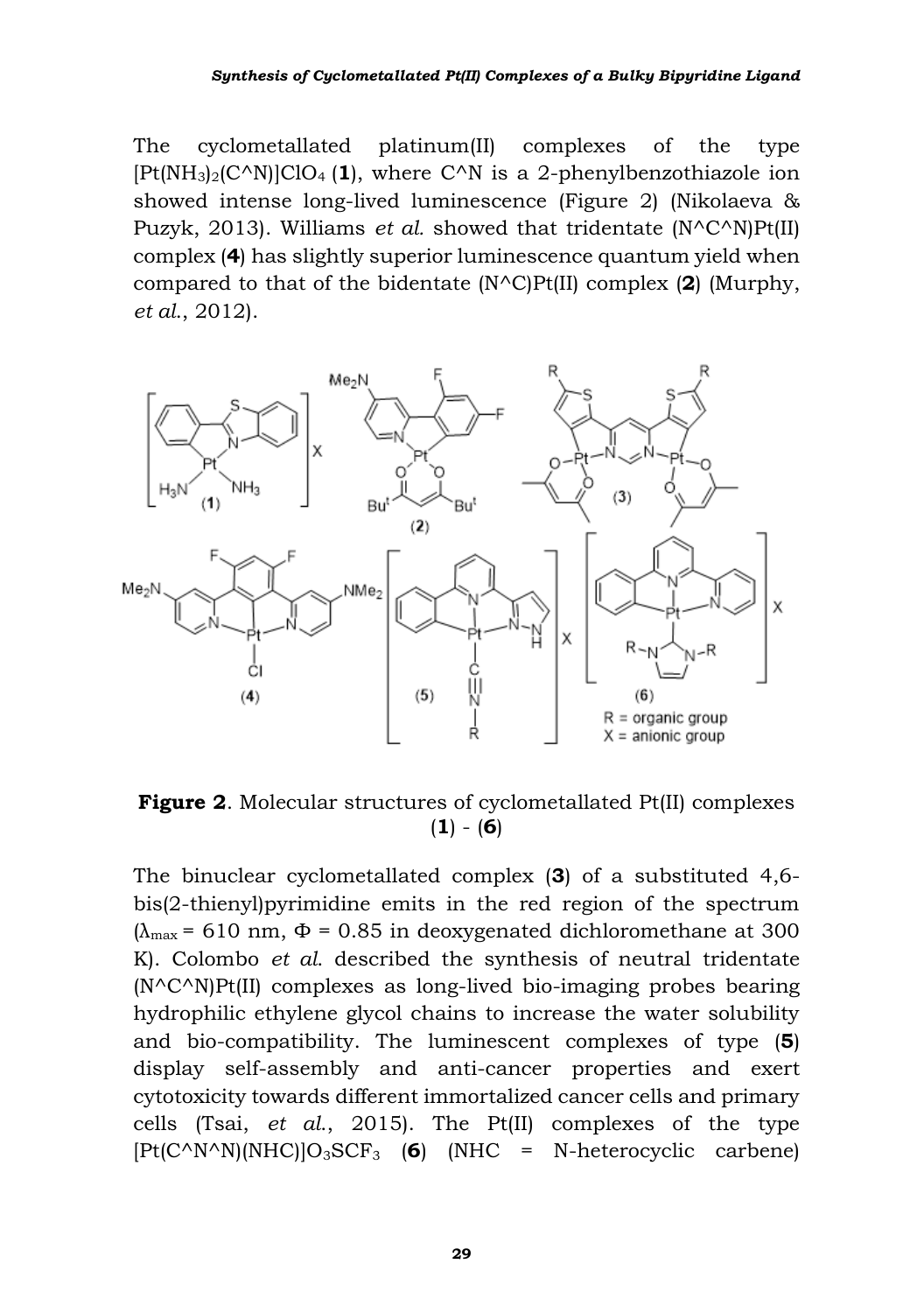The cyclometallated platinum(II) complexes of the type $[Pt(NH_3)_2(C\text{^}N)]ClO_4$ (**1**), where C^N is a 2-phenylbenzothiazole ion showed intense long-lived luminescence (Figure 2) (Nikolaeva & Puzyk, 2013). Williams *et al.* showed that tridentate (N^C^N)Pt(II) complex (**4**) has slightly superior luminescence quantum yield when compared to that of the bidentate (N^C)Pt(II) complex (**2**) (Murphy, *et al.*, 2012).

**Figure 2**. Molecular structures of cyclometallated Pt(II) complexes (**1**) - (**6**)

The binuclear cyclometallated complex (**3**) of a substituted 4,6-bis(2-thienyl)pyrimidine emits in the red region of the spectrum ($\lambda_{max}$ = 610 nm, $\Phi$ = 0.85 in deoxygenated dichloromethane at 300 K). Colombo *et al.* described the synthesis of neutral tridentate (N^C^N)Pt(II) complexes as long-lived bio-imaging probes bearing hydrophilic ethylene glycol chains to increase the water solubility and bio-compatibility. The luminescent complexes of type (**5**) display self-assembly and anti-cancer properties and exert cytotoxicity towards different immortalized cancer cells and primary cells (Tsai, *et al.*, 2015). The Pt(II) complexes of the type $[Pt(C\text{^}N\text{^}N)(NHC)]O_3SCF_3$ (**6**) (NHC = N-heterocyclic carbene)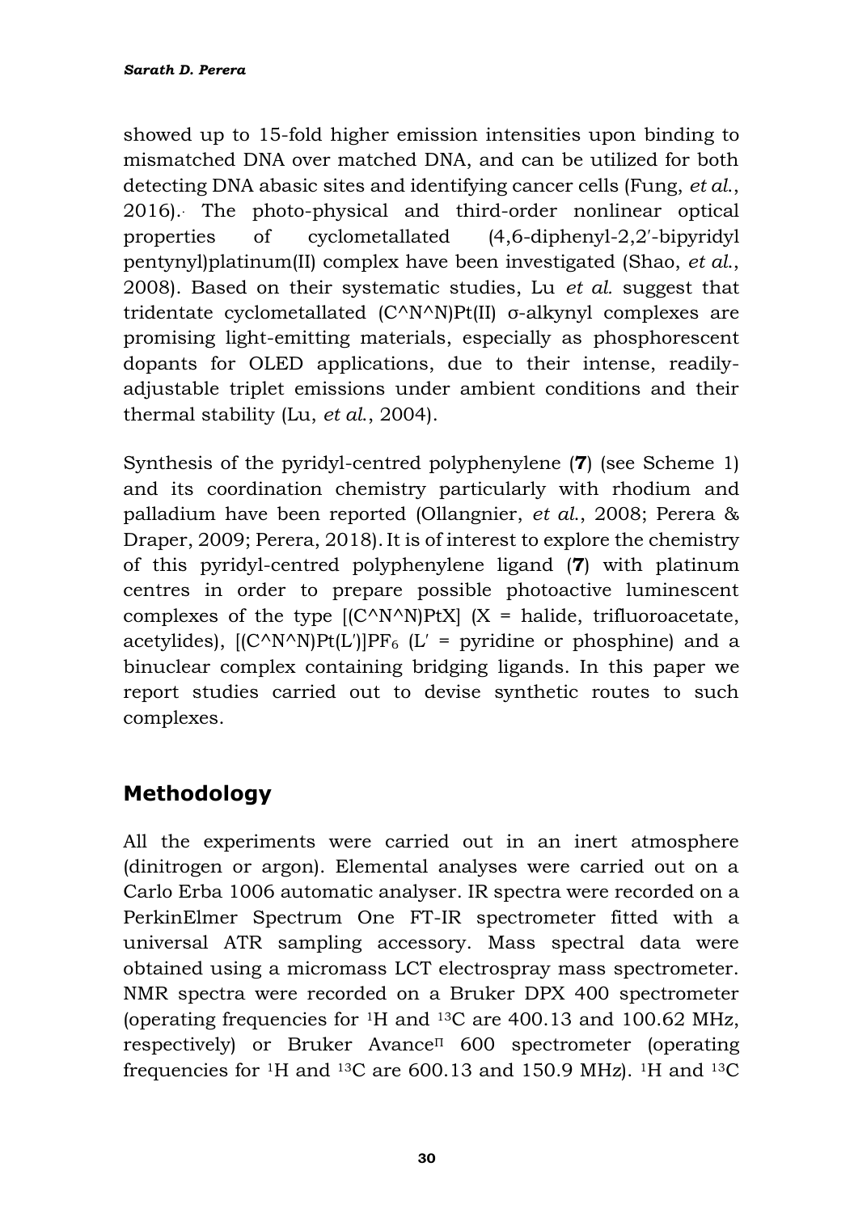showed up to 15-fold higher emission intensities upon binding to mismatched DNA over matched DNA, and can be utilized for both detecting DNA abasic sites and identifying cancer cells (Fung, *et al.*, 2016). The photo-physical and third-order nonlinear optical properties of cyclometallated (4,6-diphenyl-2,2′-bipyridyl pentynyl)platinum(II) complex have been investigated (Shao, *et al.*, 2008). Based on their systematic studies, Lu *et al.* suggest that tridentate cyclometallated (C^N^N)Pt(II) σ-alkynyl complexes are promising light-emitting materials, especially as phosphorescent dopants for OLED applications, due to their intense, readily-adjustable triplet emissions under ambient conditions and their thermal stability (Lu, *et al.*, 2004).

Synthesis of the pyridyl-centred polyphenylene (**7**) (see Scheme 1) and its coordination chemistry particularly with rhodium and palladium have been reported (Ollangnier, *et al.*, 2008; Perera & Draper, 2009; Perera, 2018). It is of interest to explore the chemistry of this pyridyl-centred polyphenylene ligand (**7**) with platinum centres in order to prepare possible photoactive luminescent complexes of the type [(C^N^N)PtX] (X = halide, trifluoroacetate, acetylides), [(C^N^N)Pt(L′)]$PF_6$ (L′ = pyridine or phosphine) and a binuclear complex containing bridging ligands. In this paper we report studies carried out to devise synthetic routes to such complexes.

## Methodology

All the experiments were carried out in an inert atmosphere (dinitrogen or argon). Elemental analyses were carried out on a Carlo Erba 1006 automatic analyser. IR spectra were recorded on a PerkinElmer Spectrum One FT-IR spectrometer fitted with a universal ATR sampling accessory. Mass spectral data were obtained using a micromass LCT electrospray mass spectrometer. NMR spectra were recorded on a Bruker DPX 400 spectrometer (operating frequencies for $^{1}H$ and $^{13}C$ are 400.13 and 100.62 MHz, respectively) or Bruker Avance$^{II}$ 600 spectrometer (operating frequencies for $^{1}H$ and $^{13}C$ are 600.13 and 150.9 MHz). $^{1}H$ and $^{13}C$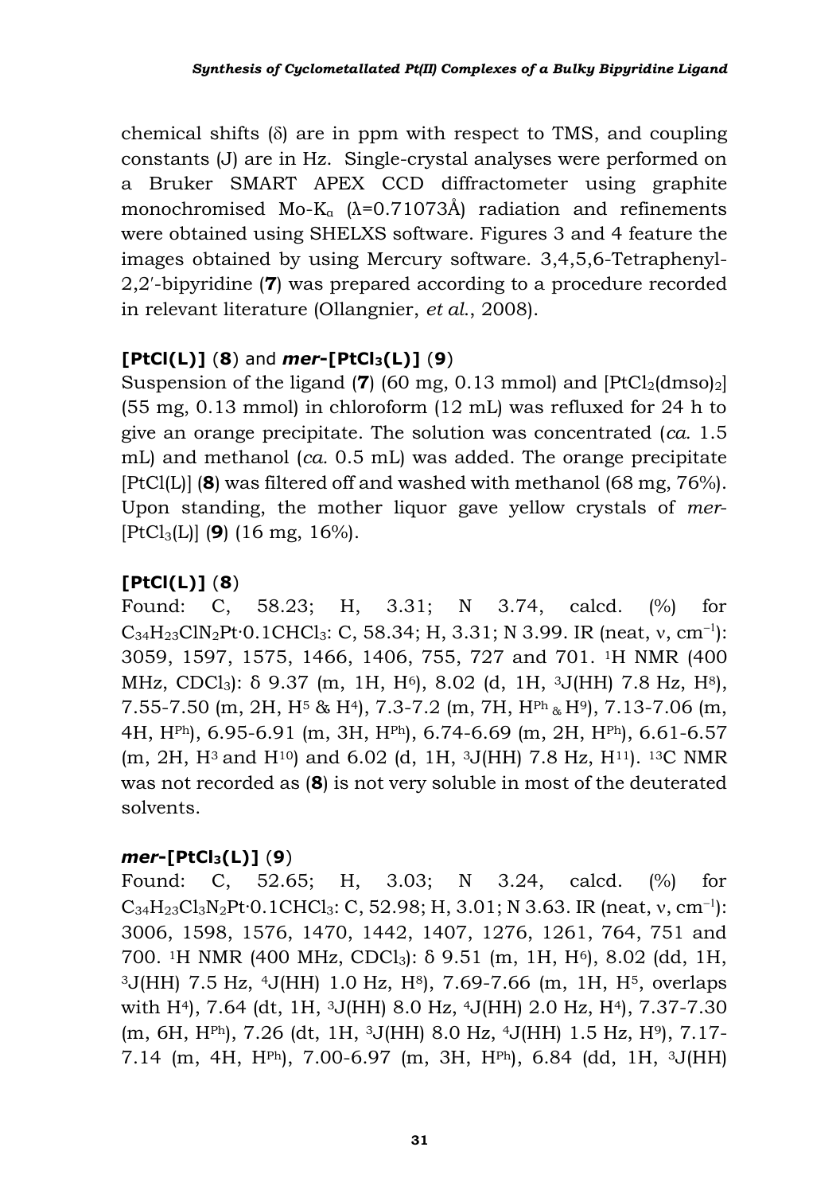chemical shifts (δ) are in ppm with respect to TMS, and coupling constants (J) are in Hz. Single-crystal analyses were performed on a Bruker SMART APEX CCD diffractometer using graphite monochromised Mo-$K_\alpha$ (λ=0.71073Å) radiation and refinements were obtained using SHELXS software. Figures 3 and 4 feature the images obtained by using Mercury software. 3,4,5,6-Tetraphenyl-2,2′-bipyridine (**7**) was prepared according to a procedure recorded in relevant literature (Ollangnier, *et al.*, 2008).

### [PtCl(L)] (8) and *mer*-[PtCl$_3$(L)] (9)

Suspension of the ligand (**7**) (60 mg, 0.13 mmol) and [$PtCl_2$(dmso)$_2$] (55 mg, 0.13 mmol) in chloroform (12 mL) was refluxed for 24 h to give an orange precipitate. The solution was concentrated (*ca.* 1.5 mL) and methanol (*ca.* 0.5 mL) was added. The orange precipitate [PtCl(L)] (**8**) was filtered off and washed with methanol (68 mg, 76%). Upon standing, the mother liquor gave yellow crystals of *mer*-[$PtCl_3$(L)] (**9**) (16 mg, 16%).

### [PtCl(L)] (8)

Found: C, 58.23; H, 3.31; N 3.74, calcd. (%) for $C_{34}H_{23}ClN_2Pt{\cdot}0.1CHCl_3$: C, 58.34; H, 3.31; N 3.99. IR (neat, ν, $cm^{-1}$): 3059, 1597, 1575, 1466, 1406, 755, 727 and 701. $^1$H NMR (400 MHz, $CDCl_3$): δ 9.37 (m, 1H, $H^6$), 8.02 (d, 1H, $^3J$(HH) 7.8 Hz, $H^8$), 7.55-7.50 (m, 2H, $H^5$ & $H^4$), 7.3-7.2 (m, 7H, $H^{Ph}$ & $H^9$), 7.13-7.06 (m, 4H, $H^{Ph}$), 6.95-6.91 (m, 3H, $H^{Ph}$), 6.74-6.69 (m, 2H, $H^{Ph}$), 6.61-6.57 (m, 2H, $H^3$ and $H^{10}$) and 6.02 (d, 1H, $^3J$(HH) 7.8 Hz, $H^{11}$). $^{13}$C NMR was not recorded as (**8**) is not very soluble in most of the deuterated solvents.

### *mer*-[PtCl$_3$(L)] (9)

Found: C, 52.65; H, 3.03; N 3.24, calcd. (%) for $C_{34}H_{23}Cl_3N_2Pt{\cdot}0.1CHCl_3$: C, 52.98; H, 3.01; N 3.63. IR (neat, ν, $cm^{-1}$): 3006, 1598, 1576, 1470, 1442, 1407, 1276, 1261, 764, 751 and 700. $^1$H NMR (400 MHz, $CDCl_3$): δ 9.51 (m, 1H, $H^6$), 8.02 (dd, 1H, $^3J$(HH) 7.5 Hz, $^4J$(HH) 1.0 Hz, $H^8$), 7.69-7.66 (m, 1H, $H^5$, overlaps with $H^4$), 7.64 (dt, 1H, $^3J$(HH) 8.0 Hz, $^4J$(HH) 2.0 Hz, $H^4$), 7.37-7.30 (m, 6H, $H^{Ph}$), 7.26 (dt, 1H, $^3J$(HH) 8.0 Hz, $^4J$(HH) 1.5 Hz, $H^9$), 7.17-7.14 (m, 4H, $H^{Ph}$), 7.00-6.97 (m, 3H, $H^{Ph}$), 6.84 (dd, 1H, $^3J$(HH)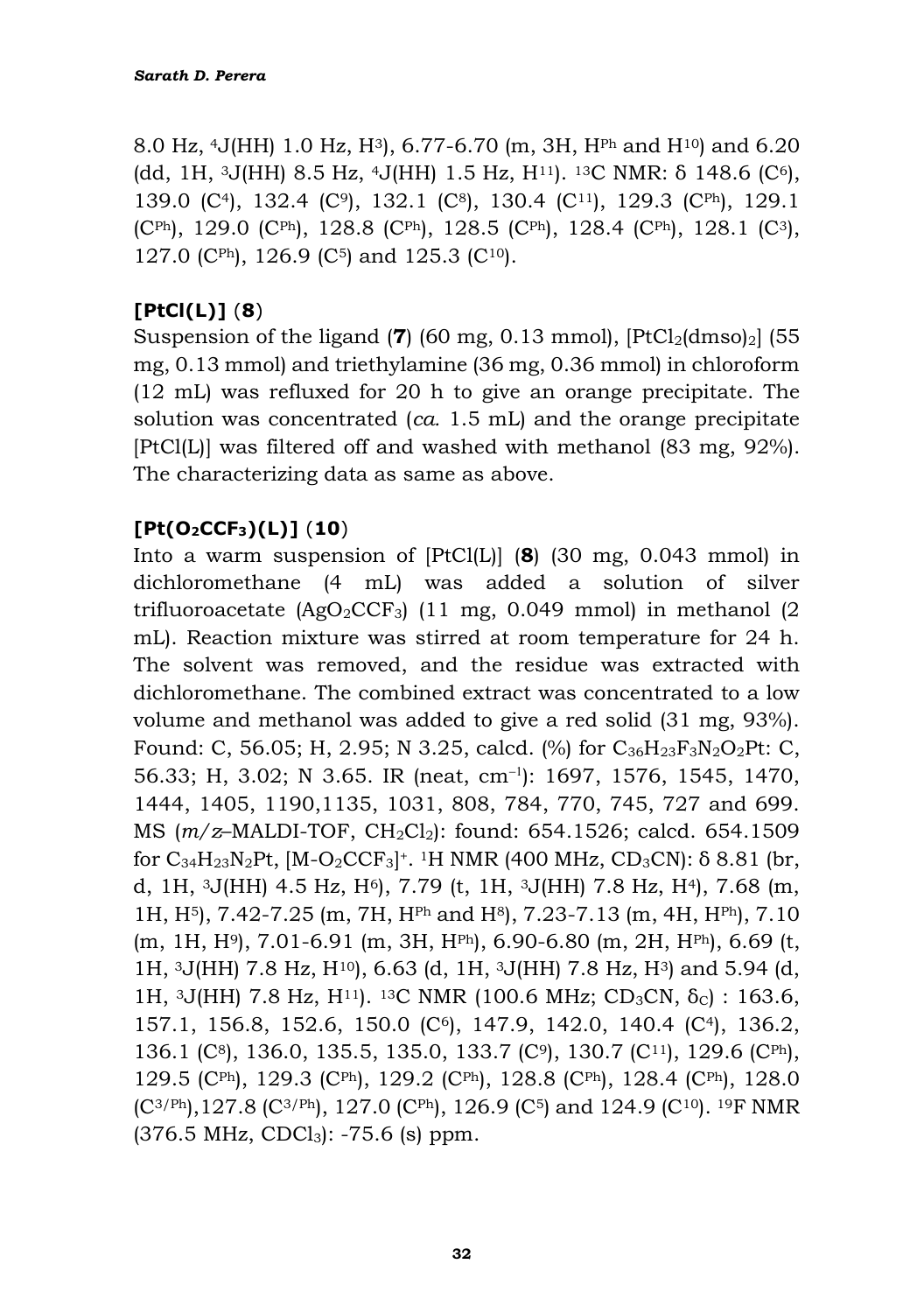8.0 Hz, $^4J$(HH) 1.0 Hz, H[3]), 6.77-6.70 (m, 3H, H[Ph] and H[10]) and 6.20 (dd, 1H, $^3J$(HH) 8.5 Hz, $^4J$(HH) 1.5 Hz, H[11]). $^{13}$C NMR: δ 148.6 (C[6]), 139.0 (C[4]), 132.4 (C[9]), 132.1 (C[8]), 130.4 (C[11]), 129.3 (C[Ph]), 129.1 (C[Ph]), 129.0 (C[Ph]), 128.8 (C[Ph]), 128.5 (C[Ph]), 128.4 (C[Ph]), 128.1 (C[3]), 127.0 (C[Ph]), 126.9 (C[5]) and 125.3 (C[10]).

### [PtCl(L)] (8)

Suspension of the ligand (**7**) (60 mg, 0.13 mmol), [$PtCl_2$(dmso)$_2$] (55 mg, 0.13 mmol) and triethylamine (36 mg, 0.36 mmol) in chloroform (12 mL) was refluxed for 20 h to give an orange precipitate. The solution was concentrated (*ca.* 1.5 mL) and the orange precipitate [PtCl(L)] was filtered off and washed with methanol (83 mg, 92%). The characterizing data as same as above.

### [Pt($O_2CCF_3$)(L)] (10)

Into a warm suspension of [PtCl(L)] (**8**) (30 mg, 0.043 mmol) in dichloromethane (4 mL) was added a solution of silver trifluoroacetate ($AgO_2CCF_3$) (11 mg, 0.049 mmol) in methanol (2 mL). Reaction mixture was stirred at room temperature for 24 h. The solvent was removed, and the residue was extracted with dichloromethane. The combined extract was concentrated to a low volume and methanol was added to give a red solid (31 mg, 93%). Found: C, 56.05; H, 2.95; N 3.25, calcd. (%) for $C_{36}H_{23}F_3N_2O_2Pt$: C, 56.33; H, 3.02; N 3.65. IR (neat, cm$^{-1}$): 1697, 1576, 1545, 1470, 1444, 1405, 1190,1135, 1031, 808, 784, 770, 745, 727 and 699. MS (*m/z*–MALDI-TOF, $CH_2Cl_2$): found: 654.1526; calcd. 654.1509 for $C_{34}H_{23}N_2Pt$, [M-$O_2CCF_3$]$^+$. $^1$H NMR (400 MHz, $CD_3CN$): δ 8.81 (br, d, 1H, $^3J$(HH) 4.5 Hz, H[6]), 7.79 (t, 1H, $^3J$(HH) 7.8 Hz, H[4]), 7.68 (m, 1H, H[5]), 7.42-7.25 (m, 7H, H[Ph] and H[8]), 7.23-7.13 (m, 4H, H[Ph]), 7.10 (m, 1H, H[9]), 7.01-6.91 (m, 3H, H[Ph]), 6.90-6.80 (m, 2H, H[Ph]), 6.69 (t, 1H, $^3J$(HH) 7.8 Hz, H[10]), 6.63 (d, 1H, $^3J$(HH) 7.8 Hz, H[3]) and 5.94 (d, 1H, $^3J$(HH) 7.8 Hz, H[11]). $^{13}$C NMR (100.6 MHz; $CD_3CN$, $\delta_C$) : 163.6, 157.1, 156.8, 152.6, 150.0 (C[6]), 147.9, 142.0, 140.4 (C[4]), 136.2, 136.1 (C[8]), 136.0, 135.5, 135.0, 133.7 (C[9]), 130.7 (C[11]), 129.6 (C[Ph]), 129.5 (C[Ph]), 129.3 (C[Ph]), 129.2 (C[Ph]), 128.8 (C[Ph]), 128.4 (C[Ph]), 128.0 (C[3/Ph]),127.8 (C[3/Ph]), 127.0 (C[Ph]), 126.9 (C[5]) and 124.9 (C[10]). $^{19}$F NMR (376.5 MHz, $CDCl_3$): -75.6 (s) ppm.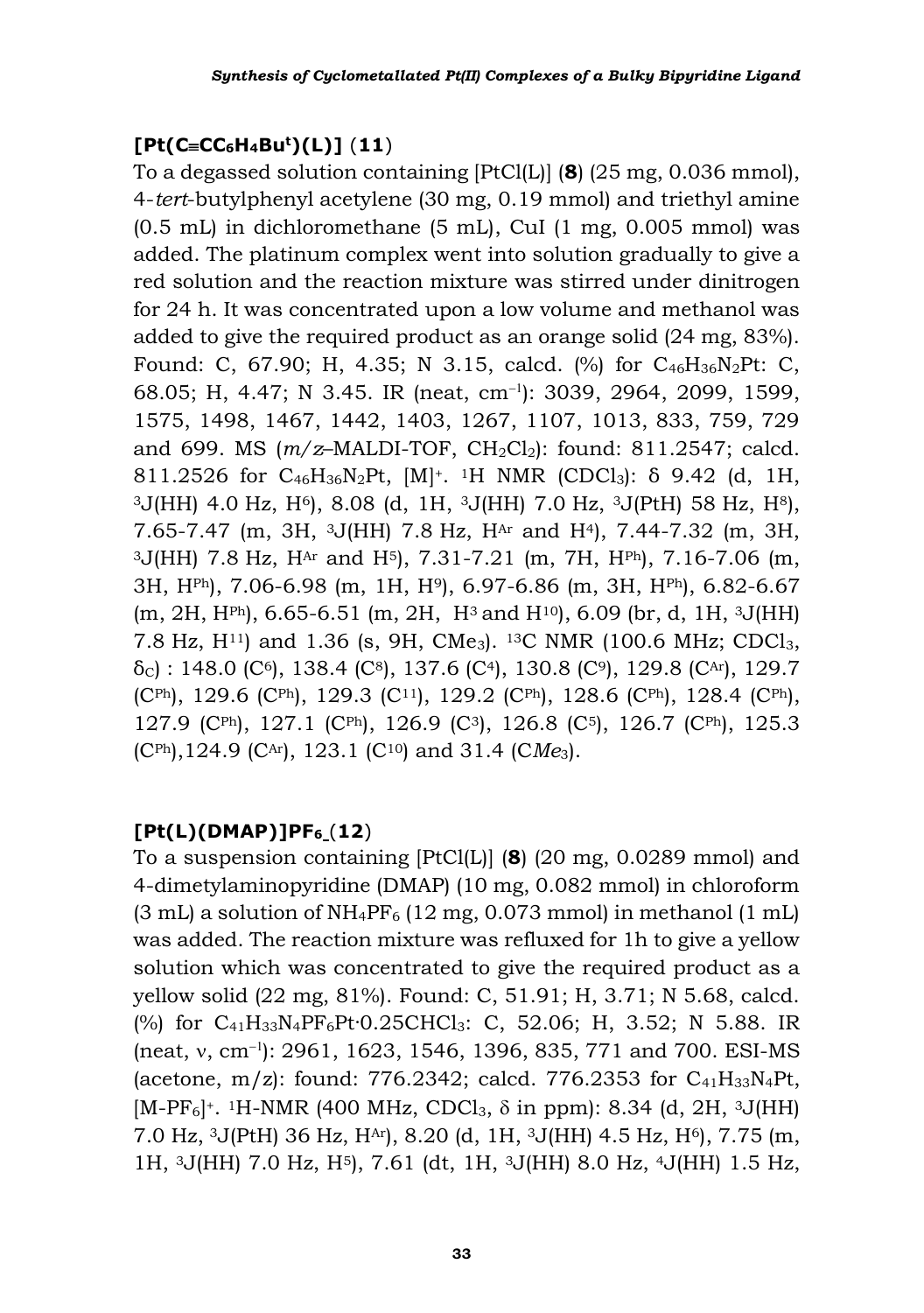**[Pt(C≡CC$_6$H$_4$Bu$^t$)(L)] (11)**

To a degassed solution containing [PtCl(L)] (**8**) (25 mg, 0.036 mmol), 4-*tert*-butylphenyl acetylene (30 mg, 0.19 mmol) and triethyl amine (0.5 mL) in dichloromethane (5 mL), CuI (1 mg, 0.005 mmol) was added. The platinum complex went into solution gradually to give a red solution and the reaction mixture was stirred under dinitrogen for 24 h. It was concentrated upon a low volume and methanol was added to give the required product as an orange solid (24 mg, 83%). Found: C, 67.90; H, 4.35; N 3.15, calcd. (%) for $C_{46}H_{36}N_2Pt$: C, 68.05; H, 4.47; N 3.45. IR (neat, cm$^{-1}$): 3039, 2964, 2099, 1599, 1575, 1498, 1467, 1442, 1403, 1267, 1107, 1013, 833, 759, 729 and 699. MS (*m/z*–MALDI-TOF, $CH_2Cl_2$): found: 811.2547; calcd. 811.2526 for $C_{46}H_{36}N_2Pt$, [M]$^+$. $^1$H NMR (CDCl$_3$): δ 9.42 (d, 1H, $^3$J(HH) 4.0 Hz, H$^6$), 8.08 (d, 1H, $^3$J(HH) 7.0 Hz, $^3$J(PtH) 58 Hz, H$^8$), 7.65-7.47 (m, 3H, $^3$J(HH) 7.8 Hz, H$^{Ar}$ and H$^4$), 7.44-7.32 (m, 3H, $^3$J(HH) 7.8 Hz, H$^{Ar}$ and H$^5$), 7.31-7.21 (m, 7H, H$^{Ph}$), 7.16-7.06 (m, 3H, H$^{Ph}$), 7.06-6.98 (m, 1H, H$^9$), 6.97-6.86 (m, 3H, H$^{Ph}$), 6.82-6.67 (m, 2H, H$^{Ph}$), 6.65-6.51 (m, 2H, H$^3$ and H$^{10}$), 6.09 (br, d, 1H, $^3$J(HH) 7.8 Hz, H$^{11}$) and 1.36 (s, 9H, CMe$_3$). $^{13}$C NMR (100.6 MHz; CDCl$_3$, δ$_C$) : 148.0 (C$^6$), 138.4 (C$^8$), 137.6 (C$^4$), 130.8 (C$^9$), 129.8 (C$^{Ar}$), 129.7 (C$^{Ph}$), 129.6 (C$^{Ph}$), 129.3 (C$^{11}$), 129.2 (C$^{Ph}$), 128.6 (C$^{Ph}$), 128.4 (C$^{Ph}$), 127.9 (C$^{Ph}$), 127.1 (C$^{Ph}$), 126.9 (C$^3$), 126.8 (C$^5$), 126.7 (C$^{Ph}$), 125.3 (C$^{Ph}$),124.9 (C$^{Ar}$), 123.1 (C$^{10}$) and 31.4 (C*Me*$_3$).

**[Pt(L)(DMAP)]PF$_6$ (12)**

To a suspension containing [PtCl(L)] (**8**) (20 mg, 0.0289 mmol) and 4-dimetylaminopyridine (DMAP) (10 mg, 0.082 mmol) in chloroform (3 mL) a solution of $NH_4PF_6$ (12 mg, 0.073 mmol) in methanol (1 mL) was added. The reaction mixture was refluxed for 1h to give a yellow solution which was concentrated to give the required product as a yellow solid (22 mg, 81%). Found: C, 51.91; H, 3.71; N 5.68, calcd. (%) for $C_{41}H_{33}N_4PF_6Pt{\cdot}0.25CHCl_3$: C, 52.06; H, 3.52; N 5.88. IR (neat, ν, cm$^{-1}$): 2961, 1623, 1546, 1396, 835, 771 and 700. ESI-MS (acetone, m/z): found: 776.2342; calcd. 776.2353 for $C_{41}H_{33}N_4Pt$, [M-PF$_6$]$^+$. $^1$H-NMR (400 MHz, CDCl$_3$, δ in ppm): 8.34 (d, 2H, $^3$J(HH) 7.0 Hz, $^3$J(PtH) 36 Hz, H$^{Ar}$), 8.20 (d, 1H, $^3$J(HH) 4.5 Hz, H$^6$), 7.75 (m, 1H, $^3$J(HH) 7.0 Hz, H$^5$), 7.61 (dt, 1H, $^3$J(HH) 8.0 Hz, $^4$J(HH) 1.5 Hz,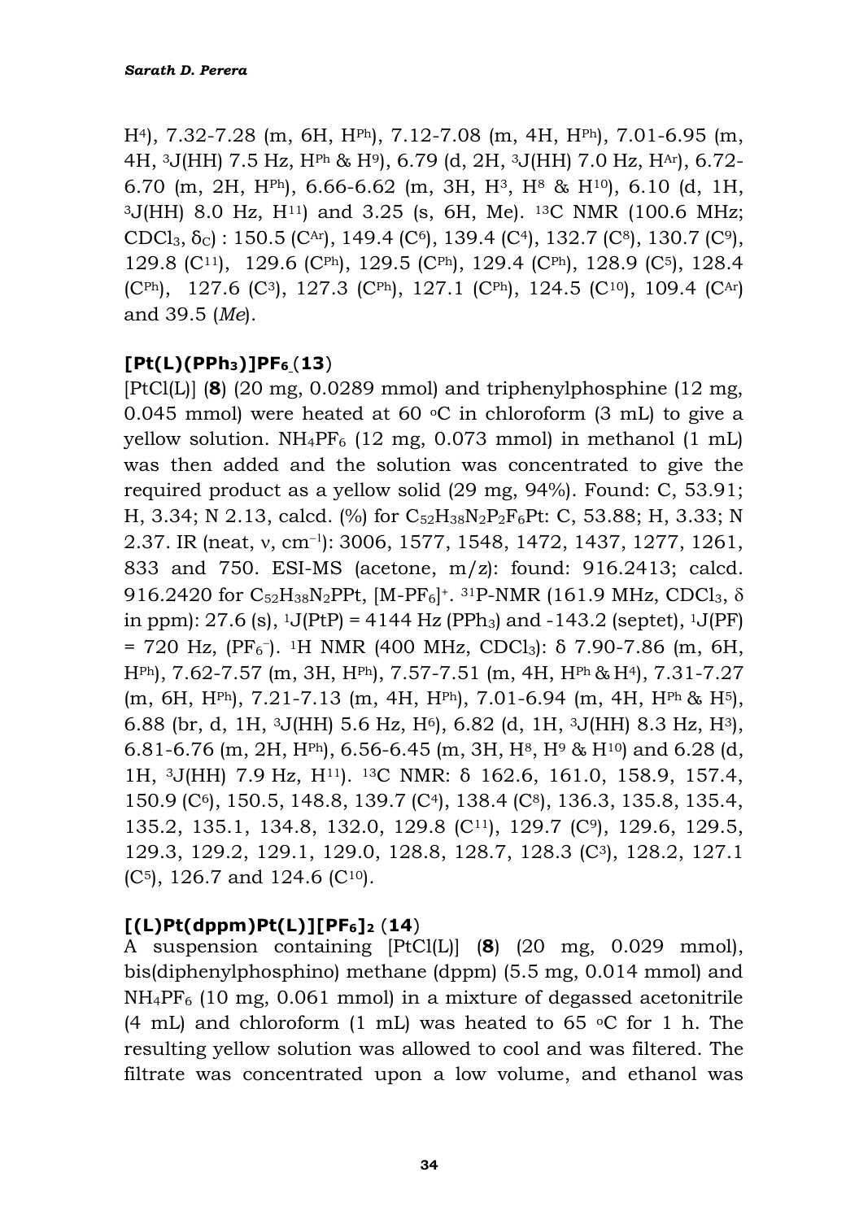H[4]), 7.32-7.28 (m, 6H, $H^{Ph}$), 7.12-7.08 (m, 4H, $H^{Ph}$), 7.01-6.95 (m, 4H, $^3J$(HH) 7.5 Hz, $H^{Ph}$ & $H^9$), 6.79 (d, 2H, $^3J$(HH) 7.0 Hz, $H^{Ar}$), 6.72-6.70 (m, 2H, $H^{Ph}$), 6.66-6.62 (m, 3H, $H^3$, $H^8$ & $H^{10}$), 6.10 (d, 1H, $^3J$(HH) 8.0 Hz, $H^{11}$) and 3.25 (s, 6H, Me). $^{13}$C NMR (100.6 MHz; $CDCl_3$, $\delta_C$) : 150.5 ($C^{Ar}$), 149.4 ($C^6$), 139.4 ($C^4$), 132.7 ($C^8$), 130.7 ($C^9$), 129.8 ($C^{11}$), 129.6 ($C^{Ph}$), 129.5 ($C^{Ph}$), 129.4 ($C^{Ph}$), 128.9 ($C^5$), 128.4 ($C^{Ph}$), 127.6 ($C^3$), 127.3 ($C^{Ph}$), 127.1 ($C^{Ph}$), 124.5 ($C^{10}$), 109.4 ($C^{Ar}$) and 39.5 (*Me*).

### [Pt(L)(PPh₃)]PF₆ (13)

[PtCl(L)] (**8**) (20 mg, 0.0289 mmol) and triphenylphosphine (12 mg, 0.045 mmol) were heated at 60 °C in chloroform (3 mL) to give a yellow solution. $NH_4PF_6$ (12 mg, 0.073 mmol) in methanol (1 mL) was then added and the solution was concentrated to give the required product as a yellow solid (29 mg, 94%). Found: C, 53.91; H, 3.34; N 2.13, calcd. (%) for $C_{52}H_{38}N_2P_2F_6Pt$: C, 53.88; H, 3.33; N 2.37. IR (neat, ν, cm$^{-1}$): 3006, 1577, 1548, 1472, 1437, 1277, 1261, 833 and 750. ESI-MS (acetone, m/z): found: 916.2413; calcd. 916.2420 for $C_{52}H_{38}N_2PPt$, $[M\text{-}PF_6]^+$. $^{31}$P-NMR (161.9 MHz, $CDCl_3$, δ in ppm): 27.6 (s), $^1J$(PtP) = 4144 Hz ($PPh_3$) and -143.2 (septet), $^1J$(PF) = 720 Hz, ($PF_6^-$). $^1$H NMR (400 MHz, $CDCl_3$): δ 7.90-7.86 (m, 6H, $H^{Ph}$), 7.62-7.57 (m, 3H, $H^{Ph}$), 7.57-7.51 (m, 4H, $H^{Ph}$ & $H^4$), 7.31-7.27 (m, 6H, $H^{Ph}$), 7.21-7.13 (m, 4H, $H^{Ph}$), 7.01-6.94 (m, 4H, $H^{Ph}$ & $H^5$), 6.88 (br, d, 1H, $^3J$(HH) 5.6 Hz, $H^6$), 6.82 (d, 1H, $^3J$(HH) 8.3 Hz, $H^3$), 6.81-6.76 (m, 2H, $H^{Ph}$), 6.56-6.45 (m, 3H, $H^8$, $H^9$ & $H^{10}$) and 6.28 (d, 1H, $^3J$(HH) 7.9 Hz, $H^{11}$). $^{13}$C NMR: δ 162.6, 161.0, 158.9, 157.4, 150.9 ($C^6$), 150.5, 148.8, 139.7 ($C^4$), 138.4 ($C^8$), 136.3, 135.8, 135.4, 135.2, 135.1, 134.8, 132.0, 129.8 ($C^{11}$), 129.7 ($C^9$), 129.6, 129.5, 129.3, 129.2, 129.1, 129.0, 128.8, 128.7, 128.3 ($C^3$), 128.2, 127.1 ($C^5$), 126.7 and 124.6 ($C^{10}$).

### [(L)Pt(dppm)Pt(L)][PF₆]₂ (14)

A suspension containing [PtCl(L)] (**8**) (20 mg, 0.029 mmol), bis(diphenylphosphino) methane (dppm) (5.5 mg, 0.014 mmol) and $NH_4PF_6$ (10 mg, 0.061 mmol) in a mixture of degassed acetonitrile (4 mL) and chloroform (1 mL) was heated to 65 °C for 1 h. The resulting yellow solution was allowed to cool and was filtered. The filtrate was concentrated upon a low volume, and ethanol was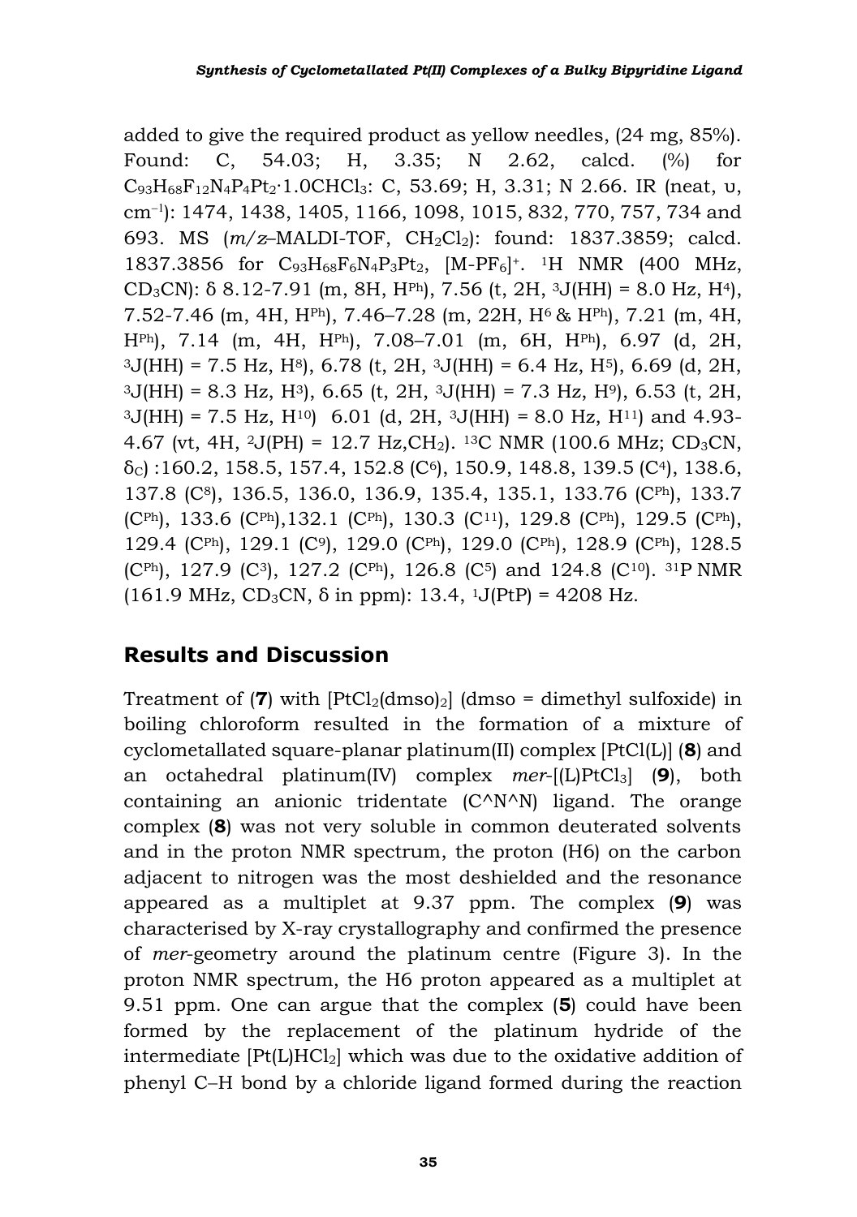added to give the required product as yellow needles, (24 mg, 85%). Found: C, 54.03; H, 3.35; N 2.62, calcd. (%) for $C_{93}H_{68}F_{12}N_4P_4Pt_2{\cdot}1.0CHCl_3$: C, 53.69; H, 3.31; N 2.66. IR (neat, υ, $cm^{-1}$): 1474, 1438, 1405, 1166, 1098, 1015, 832, 770, 757, 734 and 693. MS (*m/z*–MALDI-TOF, $CH_2Cl_2$): found: 1837.3859; calcd. 1837.3856 for $C_{93}H_{68}F_6N_4P_3Pt_2$, $[M-PF_6]^+$. $^1H$ NMR (400 MHz, $CD_3CN$): δ 8.12-7.91 (m, 8H, $H^{Ph}$), 7.56 (t, 2H, $^3J(HH)$ = 8.0 Hz, $H^4$), 7.52-7.46 (m, 4H, $H^{Ph}$), 7.46–7.28 (m, 22H, $H^6$ & $H^{Ph}$), 7.21 (m, 4H, $H^{Ph}$), 7.14 (m, 4H, $H^{Ph}$), 7.08–7.01 (m, 6H, $H^{Ph}$), 6.97 (d, 2H, $^3J(HH)$ = 7.5 Hz, $H^8$), 6.78 (t, 2H, $^3J(HH)$ = 6.4 Hz, $H^5$), 6.69 (d, 2H, $^3J(HH)$ = 8.3 Hz, $H^3$), 6.65 (t, 2H, $^3J(HH)$ = 7.3 Hz, $H^9$), 6.53 (t, 2H, $^3J(HH)$ = 7.5 Hz, $H^{10}$) 6.01 (d, 2H, $^3J(HH)$ = 8.0 Hz, $H^{11}$) and 4.93-4.67 (vt, 4H, $^2J(PH)$ = 12.7 Hz, $CH_2$). $^{13}C$ NMR (100.6 MHz; $CD_3CN$, $\delta_C$) :160.2, 158.5, 157.4, 152.8 ($C^6$), 150.9, 148.8, 139.5 ($C^4$), 138.6, 137.8 ($C^8$), 136.5, 136.0, 136.9, 135.4, 135.1, 133.76 ($C^{Ph}$), 133.7 ($C^{Ph}$), 133.6 ($C^{Ph}$),132.1 ($C^{Ph}$), 130.3 ($C^{11}$), 129.8 ($C^{Ph}$), 129.5 ($C^{Ph}$), 129.4 ($C^{Ph}$), 129.1 ($C^9$), 129.0 ($C^{Ph}$), 129.0 ($C^{Ph}$), 128.9 ($C^{Ph}$), 128.5 ($C^{Ph}$), 127.9 ($C^3$), 127.2 ($C^{Ph}$), 126.8 ($C^5$) and 124.8 ($C^{10}$). $^{31}P$ NMR (161.9 MHz, $CD_3CN$, δ in ppm): 13.4, $^1J(PtP)$ = 4208 Hz.

## Results and Discussion

Treatment of (**7**) with $[PtCl_2(dmso)_2]$ (dmso = dimethyl sulfoxide) in boiling chloroform resulted in the formation of a mixture of cyclometallated square-planar platinum(II) complex [PtCl(L)] (**8**) and an octahedral platinum(IV) complex *mer*-$[(L)PtCl_3]$ (**9**), both containing an anionic tridentate (C^N^N) ligand. The orange complex (**8**) was not very soluble in common deuterated solvents and in the proton NMR spectrum, the proton (H6) on the carbon adjacent to nitrogen was the most deshielded and the resonance appeared as a multiplet at 9.37 ppm. The complex (**9**) was characterised by X-ray crystallography and confirmed the presence of *mer*-geometry around the platinum centre (Figure 3). In the proton NMR spectrum, the H6 proton appeared as a multiplet at 9.51 ppm. One can argue that the complex (**5**) could have been formed by the replacement of the platinum hydride of the intermediate $[Pt(L)HCl_2]$ which was due to the oxidative addition of phenyl C–H bond by a chloride ligand formed during the reaction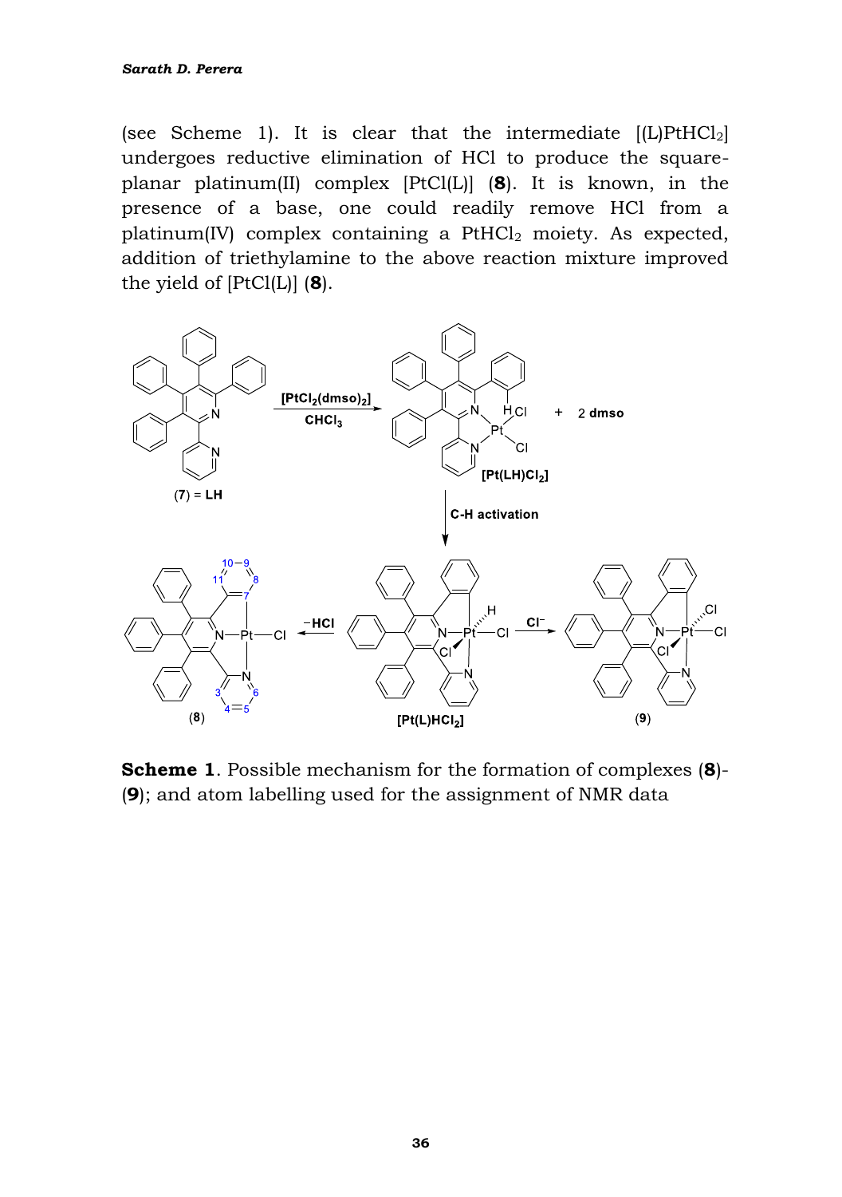(see Scheme 1). It is clear that the intermediate [(L)PtHCl$_2$] undergoes reductive elimination of HCl to produce the square-planar platinum(II) complex [PtCl(L)] (**8**). It is known, in the presence of a base, one could readily remove HCl from a platinum(IV) complex containing a PtHCl$_2$ moiety. As expected, addition of triethylamine to the above reaction mixture improved the yield of [PtCl(L)] (**8**).

**Scheme 1**. Possible mechanism for the formation of complexes (**8**)-(**9**); and atom labelling used for the assignment of NMR data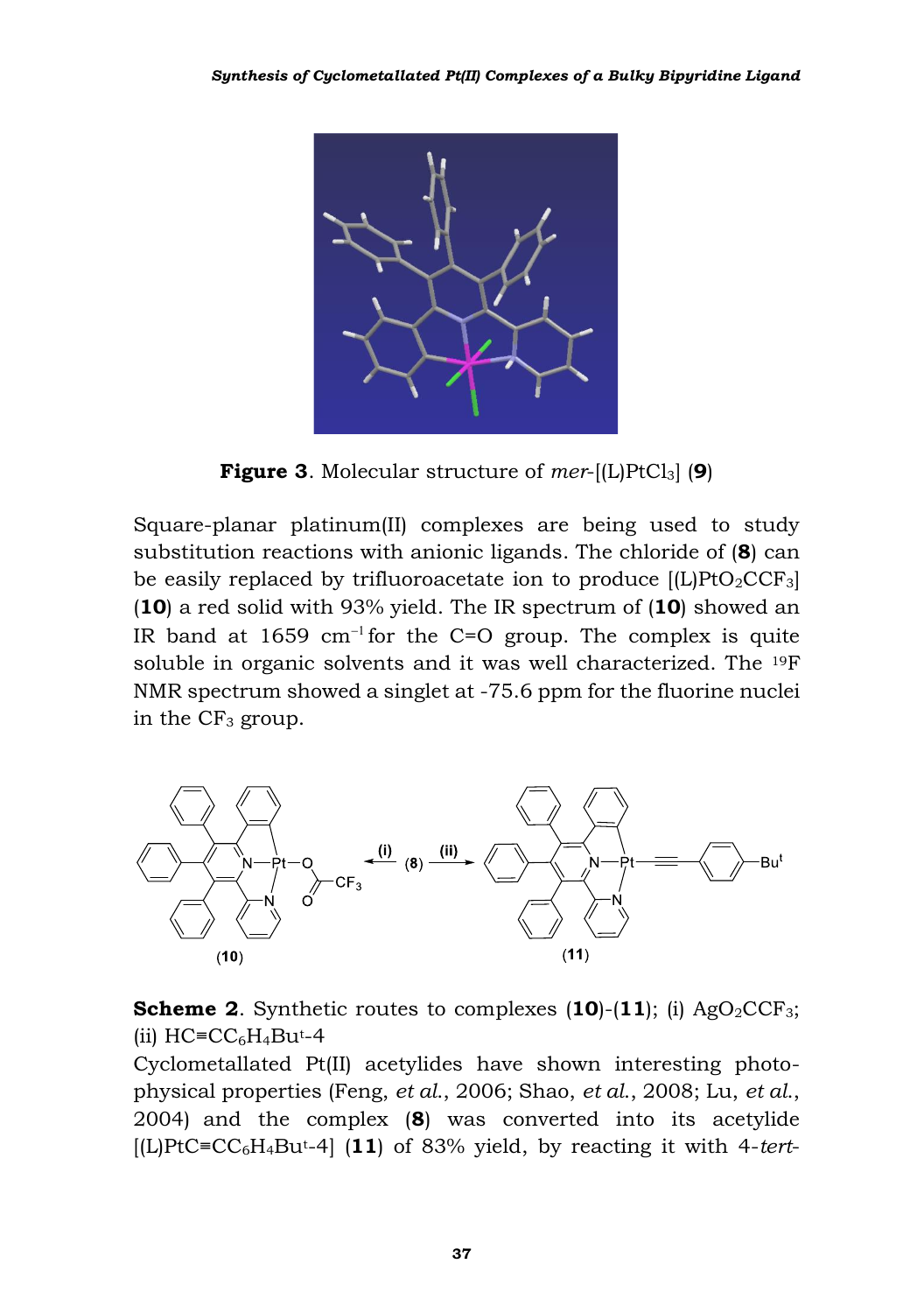**Figure 3**. Molecular structure of *mer*-[(L)$PtCl_3$] (**9**)

Square-planar platinum(II) complexes are being used to study substitution reactions with anionic ligands. The chloride of (**8**) can be easily replaced by trifluoroacetate ion to produce [(L)$PtO_2CCF_3$] (**10**) a red solid with 93% yield. The IR spectrum of (**10**) showed an IR band at 1659 $cm^{-1}$ for the C=O group. The complex is quite soluble in organic solvents and it was well characterized. The $^{19}F$ NMR spectrum showed a singlet at -75.6 ppm for the fluorine nuclei in the $CF_3$ group.

**Scheme 2**. Synthetic routes to complexes (**10**)-(**11**); (i) $AgO_2CCF_3$; (ii) $HC{\equiv}CC_6H_4Bu^t$-4

Cyclometallated Pt(II) acetylides have shown interesting photo-physical properties (Feng, *et al.*, 2006; Shao, *et al.*, 2008; Lu, *et al.*, 2004) and the complex (**8**) was converted into its acetylide [(L)$PtC{\equiv}CC_6H_4Bu^t$-4] (**11**) of 83% yield, by reacting it with 4-*tert*-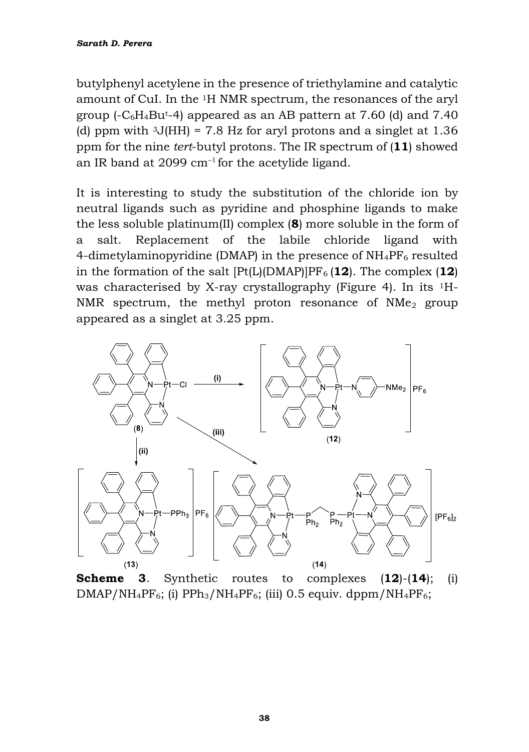butylphenyl acetylene in the presence of triethylamine and catalytic amount of CuI. In the $^{1}$H NMR spectrum, the resonances of the aryl group (-$C_6H_4Bu^t$-4) appeared as an AB pattern at 7.60 (d) and 7.40 (d) ppm with $^{3}J(HH)$ = 7.8 Hz for aryl protons and a singlet at 1.36 ppm for the nine *tert*-butyl protons. The IR spectrum of (**11**) showed an IR band at 2099 $cm^{-1}$ for the acetylide ligand.

It is interesting to study the substitution of the chloride ion by neutral ligands such as pyridine and phosphine ligands to make the less soluble platinum(II) complex (**8**) more soluble in the form of a salt. Replacement of the labile chloride ligand with 4-dimetylaminopyridine (DMAP) in the presence of $NH_4PF_6$ resulted in the formation of the salt [Pt(L)(DMAP)]$PF_6$ (**12**). The complex (**12**) was characterised by X-ray crystallography (Figure 4). In its $^{1}$H-NMR spectrum, the methyl proton resonance of $NMe_2$ group appeared as a singlet at 3.25 ppm.

**Scheme 3**. Synthetic routes to complexes (**12**)-(**14**); (i) DMAP/$NH_4PF_6$; (i) $PPh_3$/$NH_4PF_6$; (iii) 0.5 equiv. dppm/$NH_4PF_6$;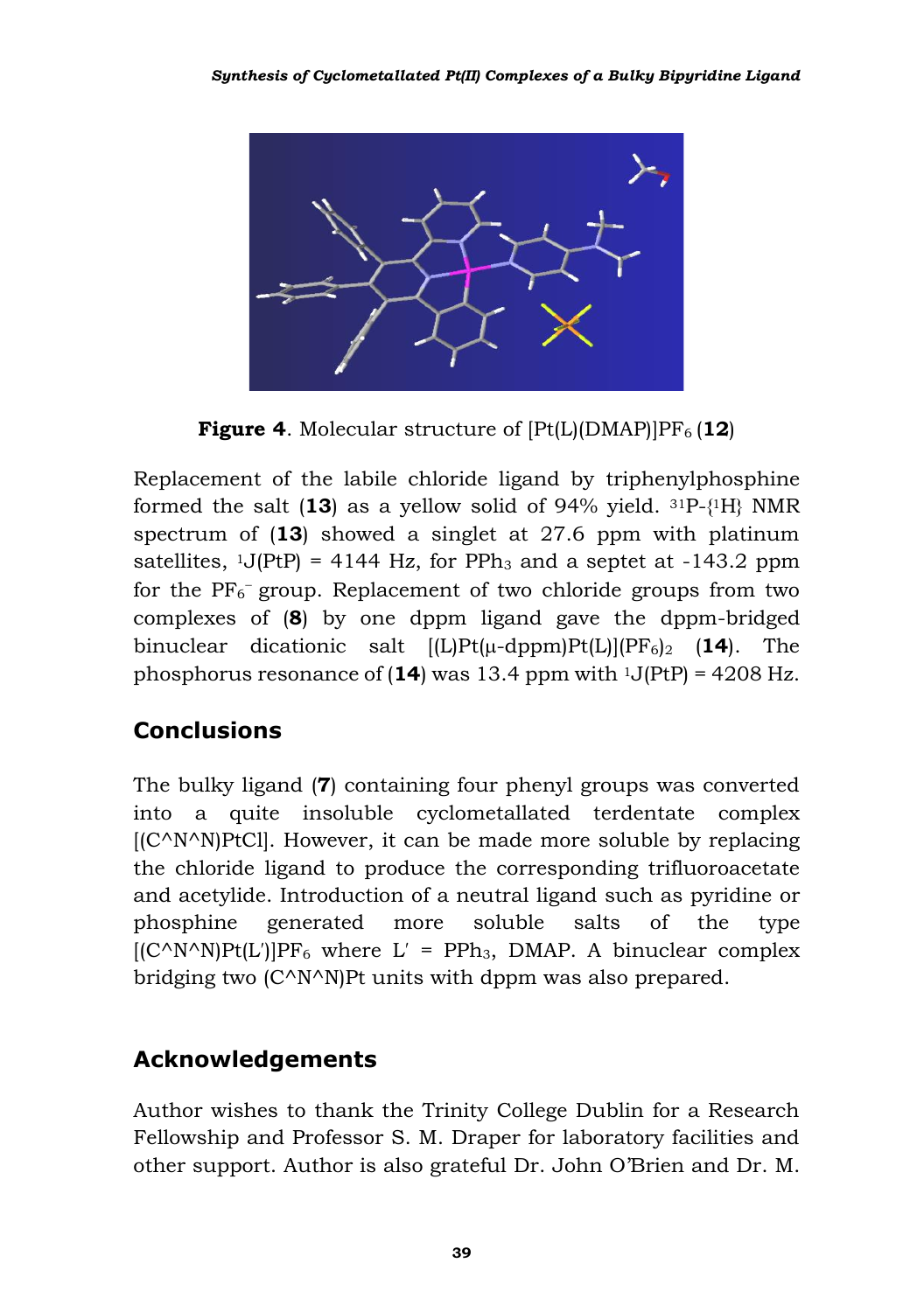**Figure 4**. Molecular structure of $[Pt(L)(DMAP)]PF_6$ (**12**)

Replacement of the labile chloride ligand by triphenylphosphine formed the salt (**13**) as a yellow solid of 94% yield. $^{31}P-\{^1H\}$ NMR spectrum of (**13**) showed a singlet at 27.6 ppm with platinum satellites, $^1J(PtP)$ = 4144 Hz, for $PPh_3$ and a septet at -143.2 ppm for the $PF_6^-$ group. Replacement of two chloride groups from two complexes of (**8**) by one dppm ligand gave the dppm-bridged binuclear dicationic salt $[(L)Pt(\mu\text{-dppm})Pt(L)](PF_6)_2$ (**14**). The phosphorus resonance of (**14**) was 13.4 ppm with $^1J(PtP)$ = 4208 Hz.

## Conclusions

The bulky ligand (**7**) containing four phenyl groups was converted into a quite insoluble cyclometallated terdentate complex [(C^N^N)PtCl]. However, it can be made more soluble by replacing the chloride ligand to produce the corresponding trifluoroacetate and acetylide. Introduction of a neutral ligand such as pyridine or phosphine generated more soluble salts of the type $[(C\text{^}N\text{^}N)Pt(L')]PF_6$ where L′ = $PPh_3$, DMAP. A binuclear complex bridging two (C^N^N)Pt units with dppm was also prepared.

## Acknowledgements

Author wishes to thank the Trinity College Dublin for a Research Fellowship and Professor S. M. Draper for laboratory facilities and other support. Author is also grateful Dr. John O'Brien and Dr. M.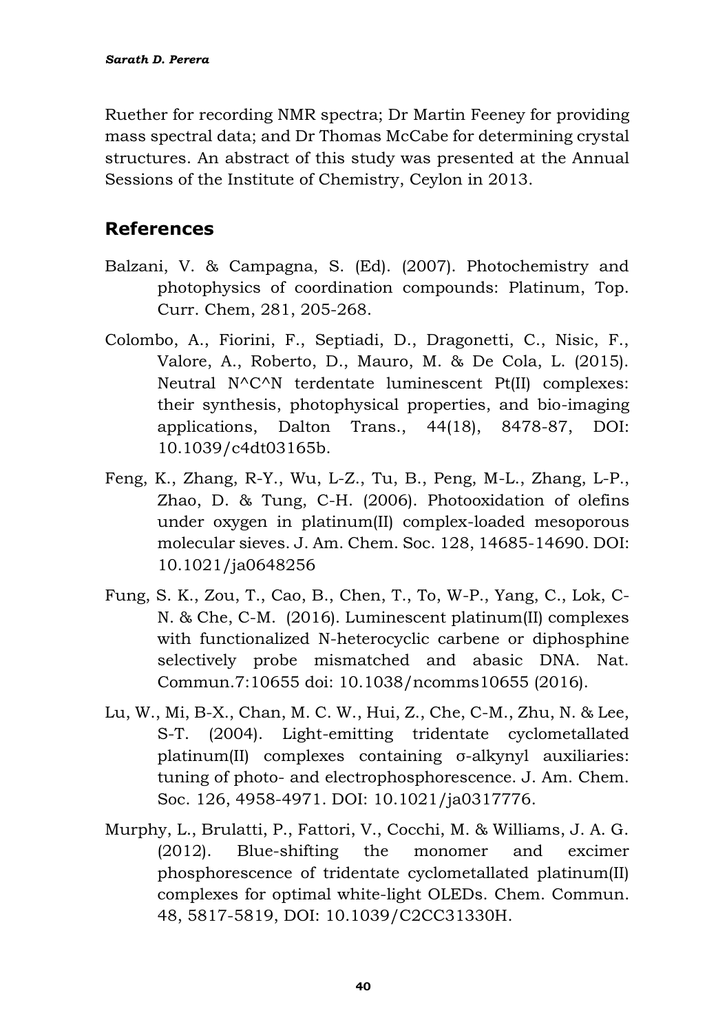Ruether for recording NMR spectra; Dr Martin Feeney for providing mass spectral data; and Dr Thomas McCabe for determining crystal structures. An abstract of this study was presented at the Annual Sessions of the Institute of Chemistry, Ceylon in 2013.

## References

Balzani, V. & Campagna, S. (Ed). (2007). Photochemistry and photophysics of coordination compounds: Platinum, Top. Curr. Chem, 281, 205-268.

Colombo, A., Fiorini, F., Septiadi, D., Dragonetti, C., Nisic, F., Valore, A., Roberto, D., Mauro, M. & De Cola, L. (2015). Neutral N^C^N terdentate luminescent Pt(II) complexes: their synthesis, photophysical properties, and bio-imaging applications, Dalton Trans., 44(18), 8478-87, DOI: 10.1039/c4dt03165b.

Feng, K., Zhang, R-Y., Wu, L-Z., Tu, B., Peng, M-L., Zhang, L-P., Zhao, D. & Tung, C-H. (2006). Photooxidation of olefins under oxygen in platinum(II) complex-loaded mesoporous molecular sieves. J. Am. Chem. Soc. 128, 14685-14690. DOI: 10.1021/ja0648256

Fung, S. K., Zou, T., Cao, B., Chen, T., To, W-P., Yang, C., Lok, C-N. & Che, C-M. (2016). Luminescent platinum(II) complexes with functionalized N-heterocyclic carbene or diphosphine selectively probe mismatched and abasic DNA. Nat. Commun.7:10655 doi: 10.1038/ncomms10655 (2016).

Lu, W., Mi, B-X., Chan, M. C. W., Hui, Z., Che, C-M., Zhu, N. & Lee, S-T. (2004). Light-emitting tridentate cyclometallated platinum(II) complexes containing σ-alkynyl auxiliaries: tuning of photo- and electrophosphorescence. J. Am. Chem. Soc. 126, 4958-4971. DOI: 10.1021/ja0317776.

Murphy, L., Brulatti, P., Fattori, V., Cocchi, M. & Williams, J. A. G. (2012). Blue-shifting the monomer and excimer phosphorescence of tridentate cyclometallated platinum(II) complexes for optimal white-light OLEDs. Chem. Commun. 48, 5817-5819, DOI: 10.1039/C2CC31330H.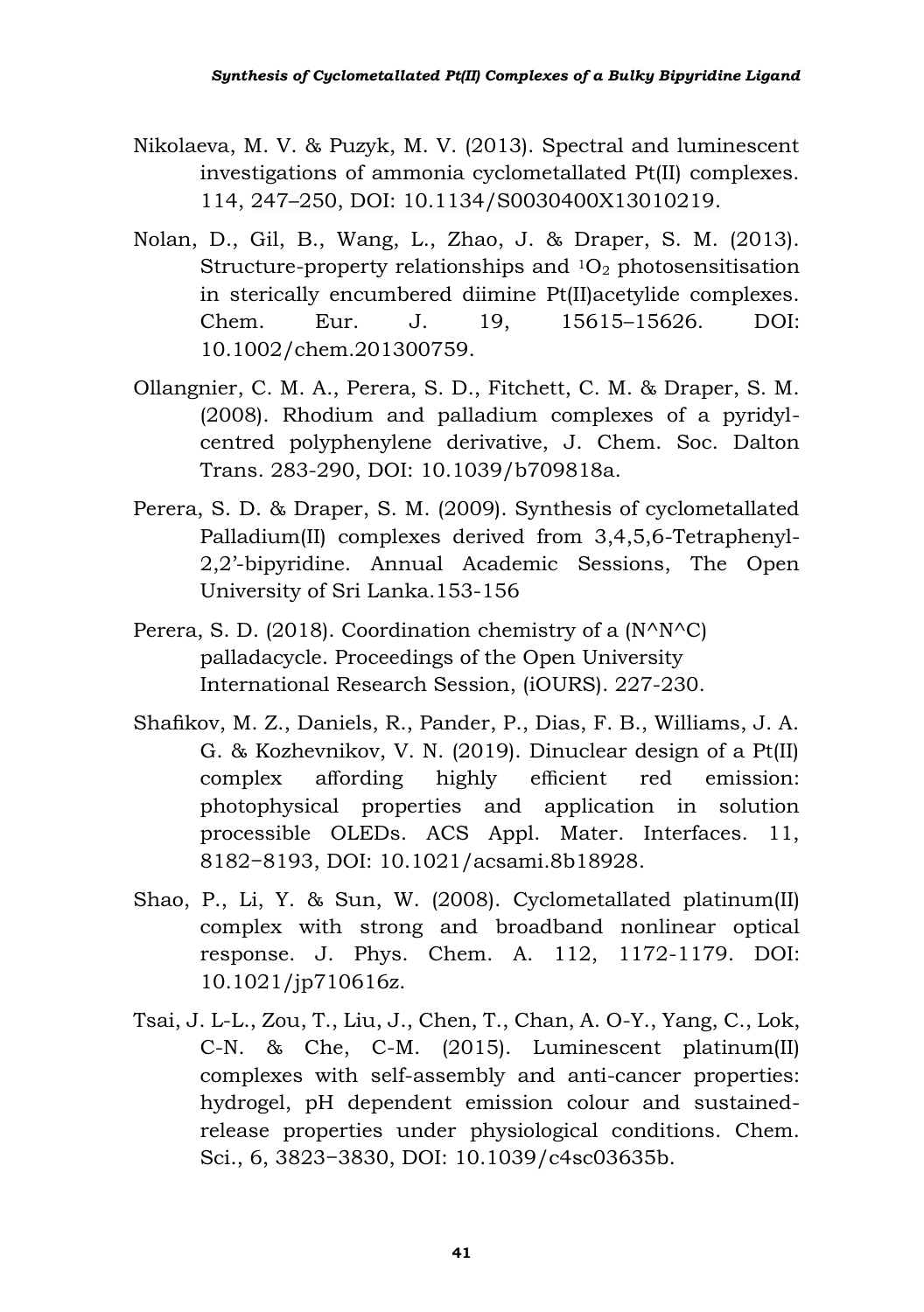Nikolaeva, M. V. & Puzyk, M. V. (2013). Spectral and luminescent investigations of ammonia cyclometallated Pt(II) complexes. 114, 247–250, DOI: 10.1134/S0030400X13010219.

Nolan, D., Gil, B., Wang, L., Zhao, J. & Draper, S. M. (2013). Structure-property relationships and $^1O_2$ photosensitisation in sterically encumbered diimine Pt(II)acetylide complexes. Chem. Eur. J. 19, 15615–15626. DOI: 10.1002/chem.201300759.

Ollangnier, C. M. A., Perera, S. D., Fitchett, C. M. & Draper, S. M. (2008). Rhodium and palladium complexes of a pyridyl-centred polyphenylene derivative, J. Chem. Soc. Dalton Trans. 283-290, DOI: 10.1039/b709818a.

Perera, S. D. & Draper, S. M. (2009). Synthesis of cyclometallated Palladium(II) complexes derived from 3,4,5,6-Tetraphenyl-2,2'-bipyridine. Annual Academic Sessions, The Open University of Sri Lanka.153-156

Perera, S. D. (2018). Coordination chemistry of a (N^N^C) palladacycle. Proceedings of the Open University International Research Session, (iOURS). 227-230.

Shafikov, M. Z., Daniels, R., Pander, P., Dias, F. B., Williams, J. A. G. & Kozhevnikov, V. N. (2019). Dinuclear design of a Pt(II) complex affording highly efficient red emission: photophysical properties and application in solution processible OLEDs. ACS Appl. Mater. Interfaces. 11, 8182−8193, DOI: 10.1021/acsami.8b18928.

Shao, P., Li, Y. & Sun, W. (2008). Cyclometallated platinum(II) complex with strong and broadband nonlinear optical response. J. Phys. Chem. A. 112, 1172-1179. DOI: 10.1021/jp710616z.

Tsai, J. L-L., Zou, T., Liu, J., Chen, T., Chan, A. O-Y., Yang, C., Lok, C-N. & Che, C-M. (2015). Luminescent platinum(II) complexes with self-assembly and anti-cancer properties: hydrogel, pH dependent emission colour and sustained-release properties under physiological conditions. Chem. Sci., 6, 3823−3830, DOI: 10.1039/c4sc03635b.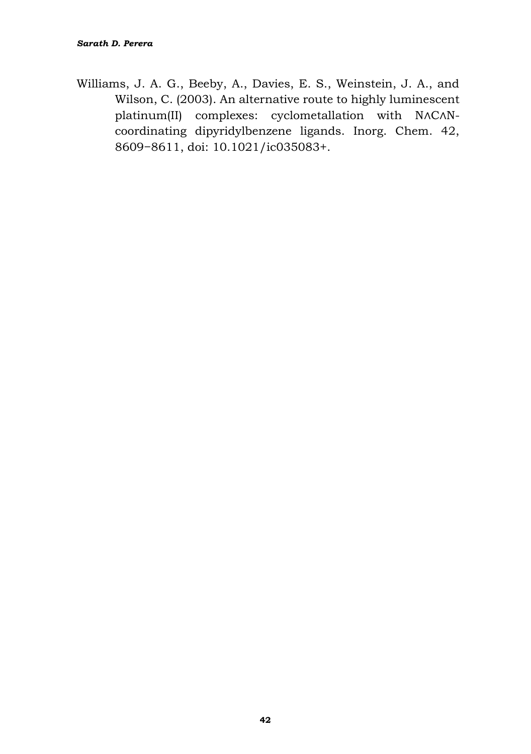Williams, J. A. G., Beeby, A., Davies, E. S., Weinstein, J. A., and Wilson, C. (2003). An alternative route to highly luminescent platinum(II) complexes: cyclometallation with N∧C∧N-coordinating dipyridylbenzene ligands. Inorg. Chem. 42, 8609−8611, doi: 10.1021/ic035083+.